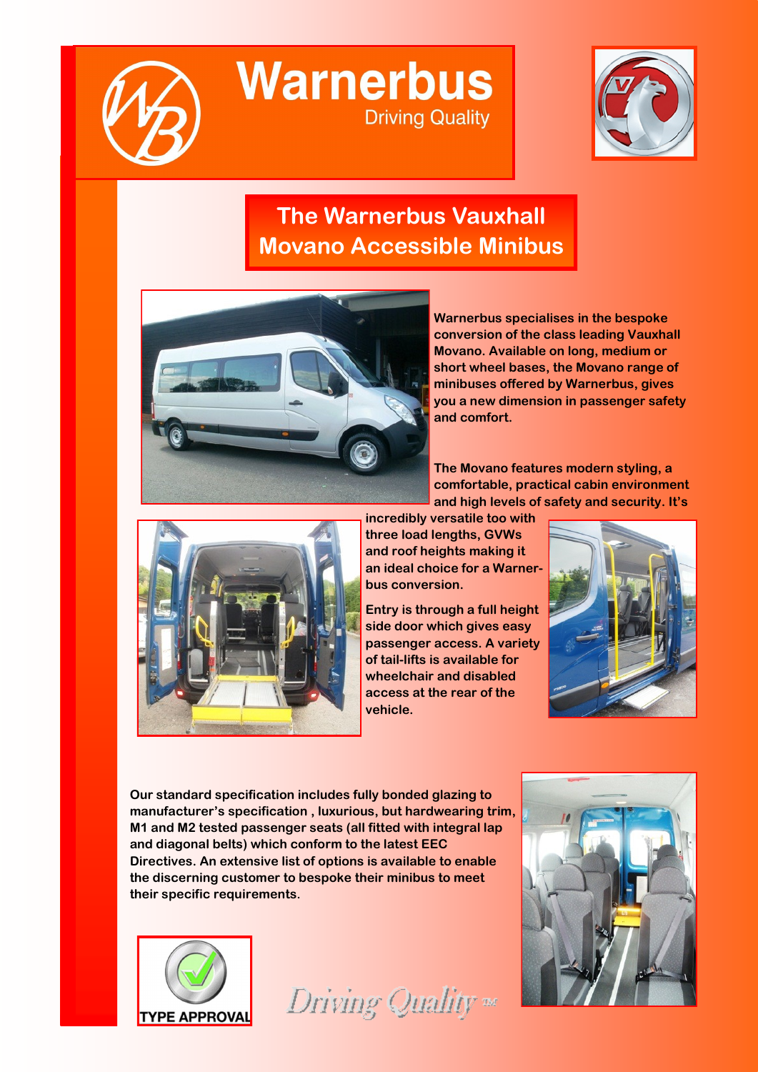# Warnerbus

Driving Quality

## The Warnerbus Vauxhall Movano Accessible Minibus

**Warnerbus specialises in the bespoke conversion of the class leading Vauxhall Movano. Available on long, medium or short wheel bases, the Movano range of minibuses offered by Warnerbus, gives you a new dimension in passenger safety and comfort.**

**The Movano features modern styling, a comfortable, practical cabin environment and high levels of safety and security. It's incredibly versatile too with three load lengths, GVWs and roof heights making it an ideal choice for a Warner-bus conversion.**

**Entry is through a full height side door which gives easy passenger access. A variety of tail-lifts is available for wheelchair and disabled access at the rear of the vehicle.**

**Our standard specification includes fully bonded glazing to manufacturer's specification , luxurious, but hardwearing trim, M1 and M2 tested passenger seats (all fitted with integral lap and diagonal belts) which conform to the latest EEC Directives. An extensive list of options is available to enable the discerning customer to bespoke their minibus to meet their specific requirements.**

TYPE APPROVAL

*Driving Quality* ™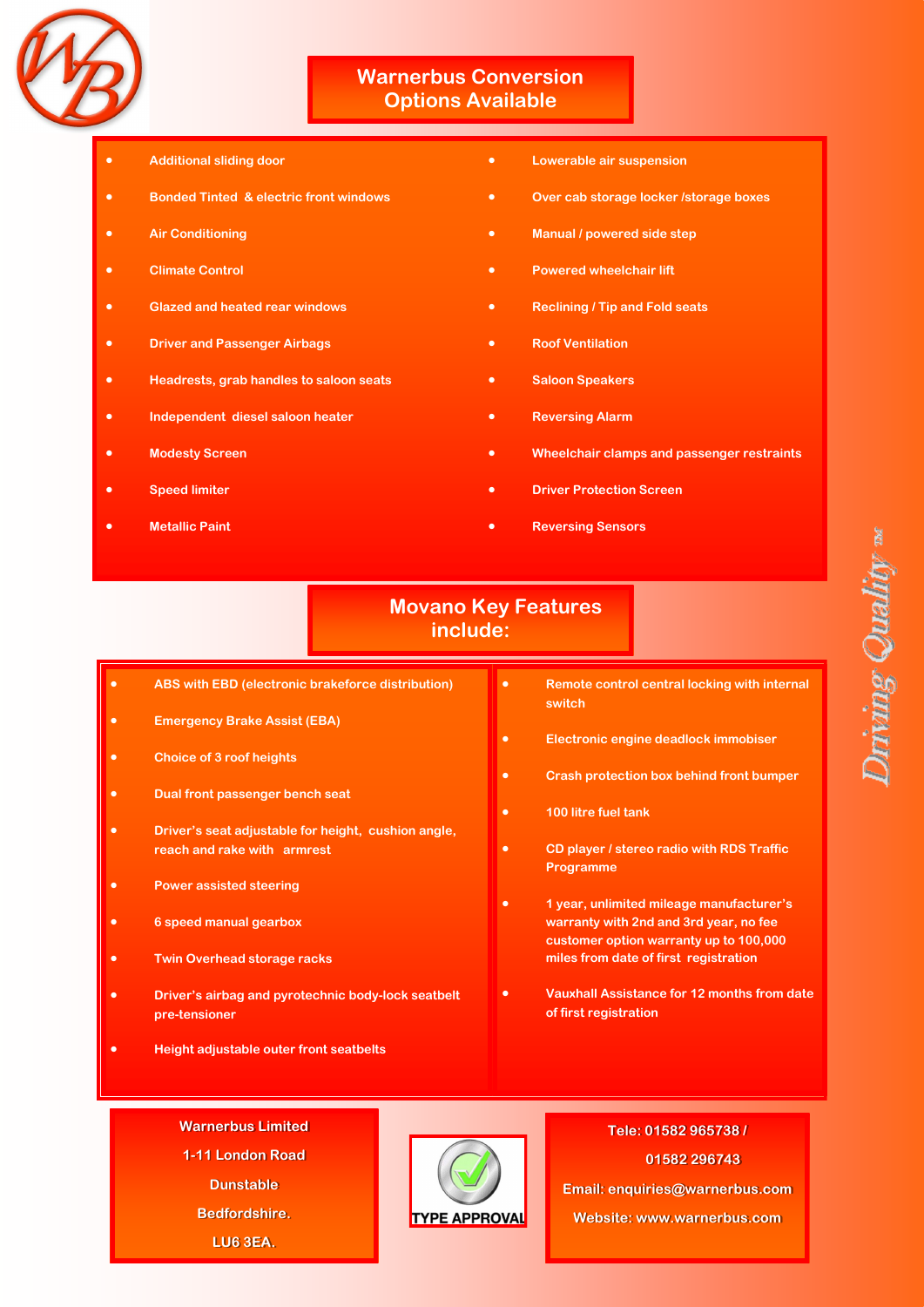## Warnerbus Conversion Options Available

- Additional sliding door
- Bonded Tinted & electric front windows
- Air Conditioning
- Climate Control
- Glazed and heated rear windows
- Driver and Passenger Airbags
- Headrests, grab handles to saloon seats
- Independent diesel saloon heater
- Modesty Screen
- Speed limiter
- Metallic Paint
- Lowerable air suspension
- Over cab storage locker /storage boxes
- Manual / powered side step
- Powered wheelchair lift
- Reclining / Tip and Fold seats
- Roof Ventilation
- Saloon Speakers
- Reversing Alarm
- Wheelchair clamps and passenger restraints
- Driver Protection Screen
- Reversing Sensors

## Movano Key Features include:

- ABS with EBD (electronic brakeforce distribution)
- Emergency Brake Assist (EBA)
- Choice of 3 roof heights
- Dual front passenger bench seat
- Driver's seat adjustable for height, cushion angle, reach and rake with armrest
- Power assisted steering
- 6 speed manual gearbox
- Twin Overhead storage racks
- Driver's airbag and pyrotechnic body-lock seatbelt pre-tensioner
- Height adjustable outer front seatbelts
- Remote control central locking with internal switch
- Electronic engine deadlock immobiser
- Crash protection box behind front bumper
- 100 litre fuel tank
- CD player / stereo radio with RDS Traffic Programme
- 1 year, unlimited mileage manufacturer's warranty with 2nd and 3rd year, no fee customer option warranty up to 100,000 miles from date of first registration
- Vauxhall Assistance for 12 months from date of first registration

*Driving Quality™*

Warnerbus Limited
1-11 London Road
Dunstable
Bedfordshire.
LU6 3EA.

TYPE APPROVAL

Tele: 01582 965738 /
01582 296743
Email: enquiries@warnerbus.com
Website: www.warnerbus.com